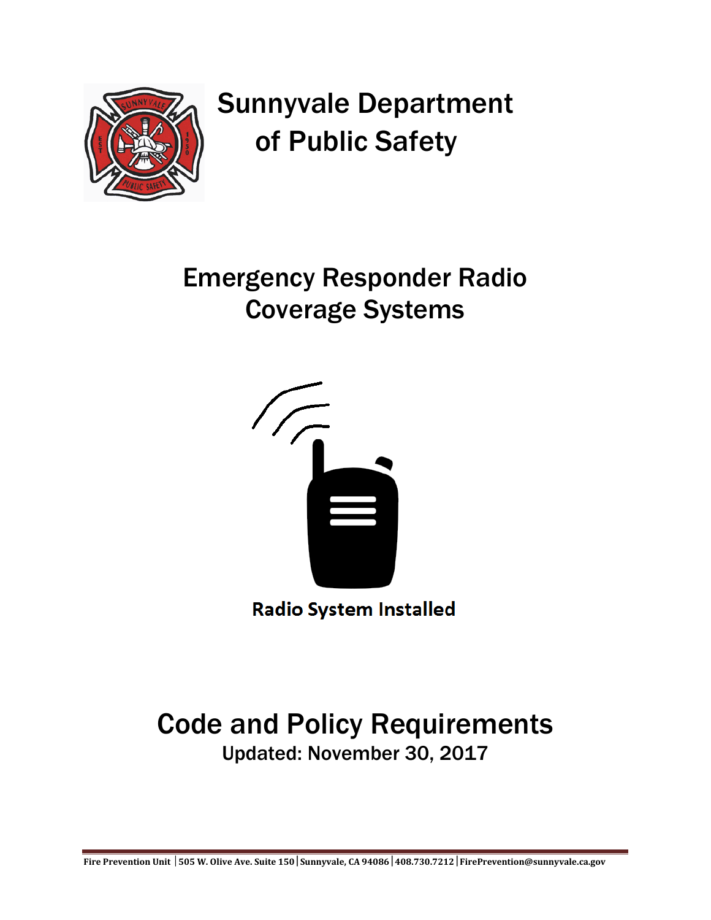# Sunnyvale Department of Public Safety

# Emergency Responder Radio Coverage Systems

**Radio System Installed**

# Code and Policy Requirements

Updated: November 30, 2017

**Fire Prevention Unit | 505 W. Olive Ave. Suite 150 | Sunnyvale, CA 94086 | 408.730.7212 | FirePrevention@sunnyvale.ca.gov**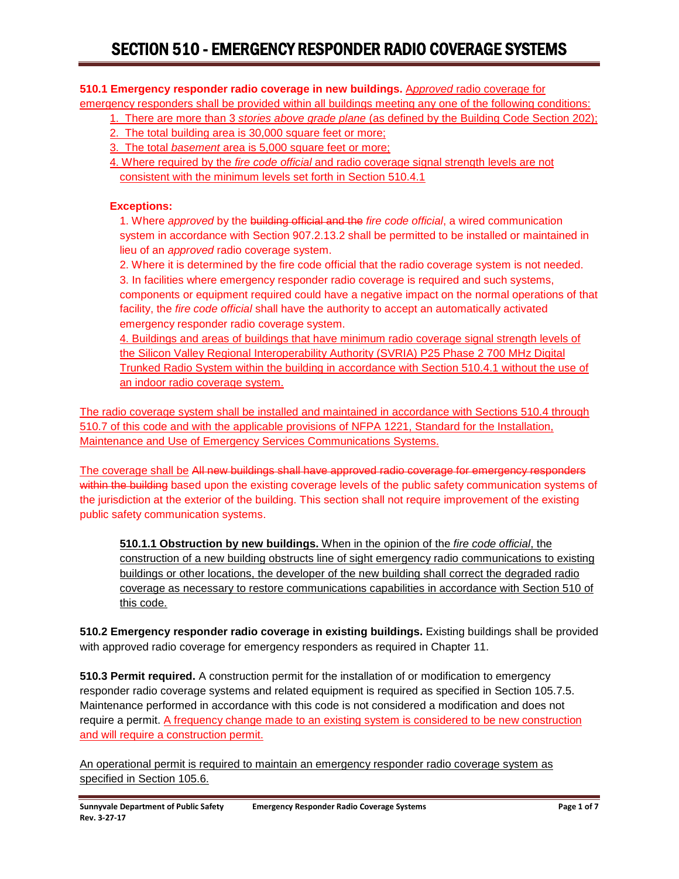# SECTION 510 - EMERGENCY RESPONDER RADIO COVERAGE SYSTEMS

**510.1 Emergency responder radio coverage in new buildings.** *Approved* radio coverage for emergency responders shall be provided within all buildings meeting any one of the following conditions:

1. There are more than 3 *stories above grade plane* (as defined by the Building Code Section 202);
2. The total building area is 30,000 square feet or more;
3. The total *basement* area is 5,000 square feet or more;
4. Where required by the *fire code official* and radio coverage signal strength levels are not consistent with the minimum levels set forth in Section 510.4.1

**Exceptions:**

1. Where *approved* by the ~~building official and the~~ *fire code official*, a wired communication system in accordance with Section 907.2.13.2 shall be permitted to be installed or maintained in lieu of an *approved* radio coverage system.
2. Where it is determined by the fire code official that the radio coverage system is not needed.
3. In facilities where emergency responder radio coverage is required and such systems, components or equipment required could have a negative impact on the normal operations of that facility, the *fire code official* shall have the authority to accept an automatically activated emergency responder radio coverage system.
4. Buildings and areas of buildings that have minimum radio coverage signal strength levels of the Silicon Valley Regional Interoperability Authority (SVRIA) P25 Phase 2 700 MHz Digital Trunked Radio System within the building in accordance with Section 510.4.1 without the use of an indoor radio coverage system.

The radio coverage system shall be installed and maintained in accordance with Sections 510.4 through 510.7 of this code and with the applicable provisions of NFPA 1221, Standard for the Installation, Maintenance and Use of Emergency Services Communications Systems.

The coverage shall be ~~All new buildings shall have approved radio coverage for emergency responders within the building~~ based upon the existing coverage levels of the public safety communication systems of the jurisdiction at the exterior of the building. This section shall not require improvement of the existing public safety communication systems.

> **510.1.1 Obstruction by new buildings.** When in the opinion of the *fire code official*, the construction of a new building obstructs line of sight emergency radio communications to existing buildings or other locations, the developer of the new building shall correct the degraded radio coverage as necessary to restore communications capabilities in accordance with Section 510 of this code.

**510.2 Emergency responder radio coverage in existing buildings.** Existing buildings shall be provided with approved radio coverage for emergency responders as required in Chapter 11.

**510.3 Permit required.** A construction permit for the installation of or modification to emergency responder radio coverage systems and related equipment is required as specified in Section 105.7.5. Maintenance performed in accordance with this code is not considered a modification and does not require a permit. A frequency change made to an existing system is considered to be new construction and will require a construction permit.

An operational permit is required to maintain an emergency responder radio coverage system as specified in Section 105.6.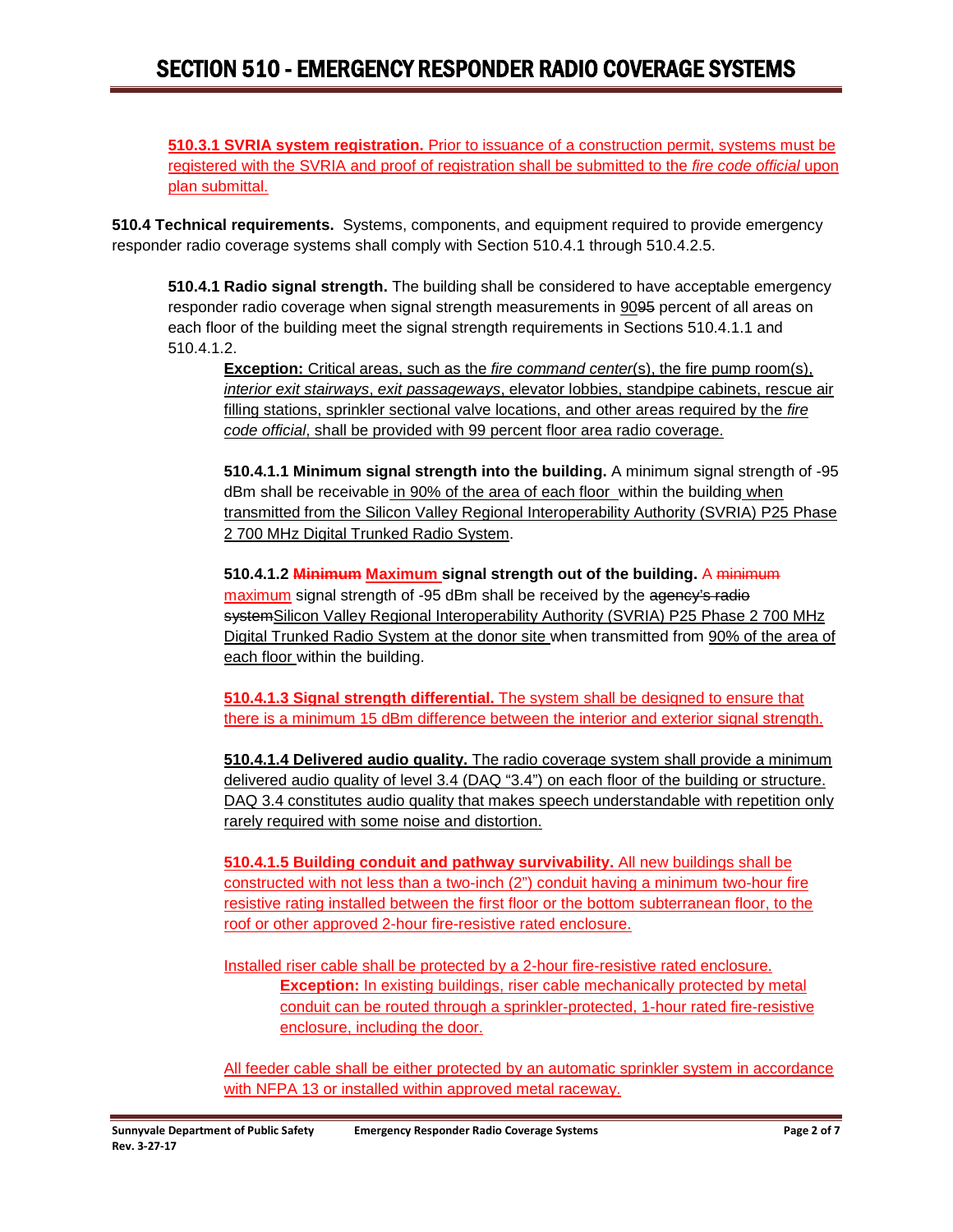# SECTION 510 - EMERGENCY RESPONDER RADIO COVERAGE SYSTEMS

**510.3.1 SVRIA system registration.** Prior to issuance of a construction permit, systems must be registered with the SVRIA and proof of registration shall be submitted to the *fire code official* upon plan submittal.

**510.4 Technical requirements.** Systems, components, and equipment required to provide emergency responder radio coverage systems shall comply with Section 510.4.1 through 510.4.2.5.

**510.4.1 Radio signal strength.** The building shall be considered to have acceptable emergency responder radio coverage when signal strength measurements in 90~~95~~ percent of all areas on each floor of the building meet the signal strength requirements in Sections 510.4.1.1 and 510.4.1.2.

**Exception:** Critical areas, such as the *fire command center*(s), the fire pump room(s), *interior exit stairways*, *exit passageways*, elevator lobbies, standpipe cabinets, rescue air filling stations, sprinkler sectional valve locations, and other areas required by the *fire code official*, shall be provided with 99 percent floor area radio coverage.

**510.4.1.1 Minimum signal strength into the building.** A minimum signal strength of -95 dBm shall be receivable in 90% of the area of each floor within the building when transmitted from the Silicon Valley Regional Interoperability Authority (SVRIA) P25 Phase 2 700 MHz Digital Trunked Radio System.

**510.4.1.2 ~~Minimum~~ Maximum signal strength out of the building.** A ~~minimum~~ maximum signal strength of -95 dBm shall be received by the ~~agency's radio system~~Silicon Valley Regional Interoperability Authority (SVRIA) P25 Phase 2 700 MHz Digital Trunked Radio System at the donor site when transmitted from 90% of the area of each floor within the building.

**510.4.1.3 Signal strength differential.** The system shall be designed to ensure that there is a minimum 15 dBm difference between the interior and exterior signal strength.

**510.4.1.4 Delivered audio quality.** The radio coverage system shall provide a minimum delivered audio quality of level 3.4 (DAQ "3.4") on each floor of the building or structure. DAQ 3.4 constitutes audio quality that makes speech understandable with repetition only rarely required with some noise and distortion.

**510.4.1.5 Building conduit and pathway survivability.** All new buildings shall be constructed with not less than a two-inch (2") conduit having a minimum two-hour fire resistive rating installed between the first floor or the bottom subterranean floor, to the roof or other approved 2-hour fire-resistive rated enclosure.

Installed riser cable shall be protected by a 2-hour fire-resistive rated enclosure.

**Exception:** In existing buildings, riser cable mechanically protected by metal conduit can be routed through a sprinkler-protected, 1-hour rated fire-resistive enclosure, including the door.

All feeder cable shall be either protected by an automatic sprinkler system in accordance with NFPA 13 or installed within approved metal raceway.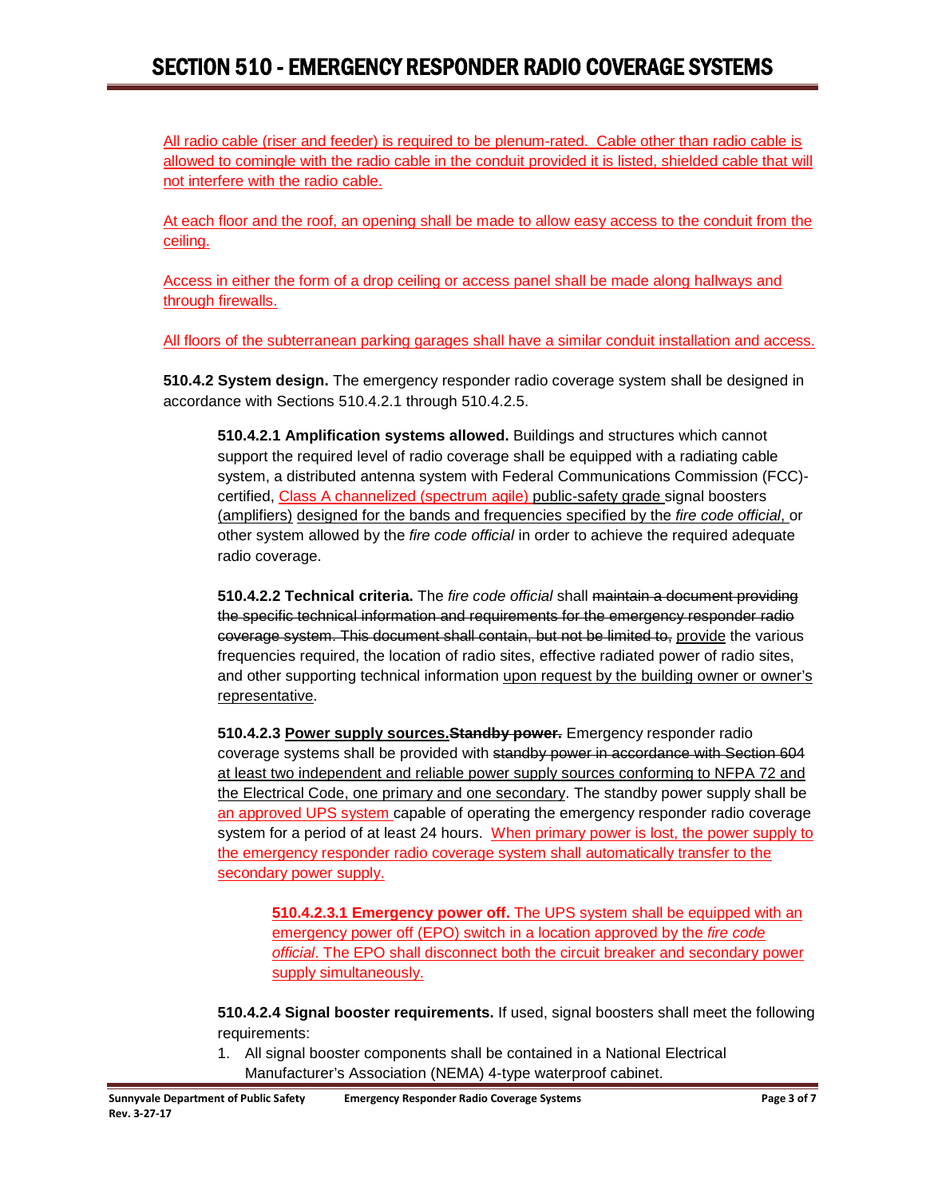All radio cable (riser and feeder) is required to be plenum-rated. Cable other than radio cable is allowed to comingle with the radio cable in the conduit provided it is listed, shielded cable that will not interfere with the radio cable.

At each floor and the roof, an opening shall be made to allow easy access to the conduit from the ceiling.

Access in either the form of a drop ceiling or access panel shall be made along hallways and through firewalls.

All floors of the subterranean parking garages shall have a similar conduit installation and access.

**510.4.2 System design.** The emergency responder radio coverage system shall be designed in accordance with Sections 510.4.2.1 through 510.4.2.5.

**510.4.2.1 Amplification systems allowed.** Buildings and structures which cannot support the required level of radio coverage shall be equipped with a radiating cable system, a distributed antenna system with Federal Communications Commission (FCC)-certified, Class A channelized (spectrum agile) public-safety grade signal boosters (amplifiers) designed for the bands and frequencies specified by the *fire code official*, or other system allowed by the *fire code official* in order to achieve the required adequate radio coverage.

**510.4.2.2 Technical criteria.** The *fire code official* shall ~~maintain a document providing the specific technical information and requirements for the emergency responder radio coverage system. This document shall contain, but not be limited to,~~ provide the various frequencies required, the location of radio sites, effective radiated power of radio sites, and other supporting technical information upon request by the building owner or owner's representative.

**510.4.2.3 Power supply sources.~~Standby power.~~** Emergency responder radio coverage systems shall be provided with ~~standby power in accordance with Section 604~~ at least two independent and reliable power supply sources conforming to NFPA 72 and the Electrical Code, one primary and one secondary. The standby power supply shall be an approved UPS system capable of operating the emergency responder radio coverage system for a period of at least 24 hours. When primary power is lost, the power supply to the emergency responder radio coverage system shall automatically transfer to the secondary power supply.

**510.4.2.3.1 Emergency power off.** The UPS system shall be equipped with an emergency power off (EPO) switch in a location approved by the *fire code official*. The EPO shall disconnect both the circuit breaker and secondary power supply simultaneously.

**510.4.2.4 Signal booster requirements.** If used, signal boosters shall meet the following requirements:

1. All signal booster components shall be contained in a National Electrical Manufacturer's Association (NEMA) 4-type waterproof cabinet.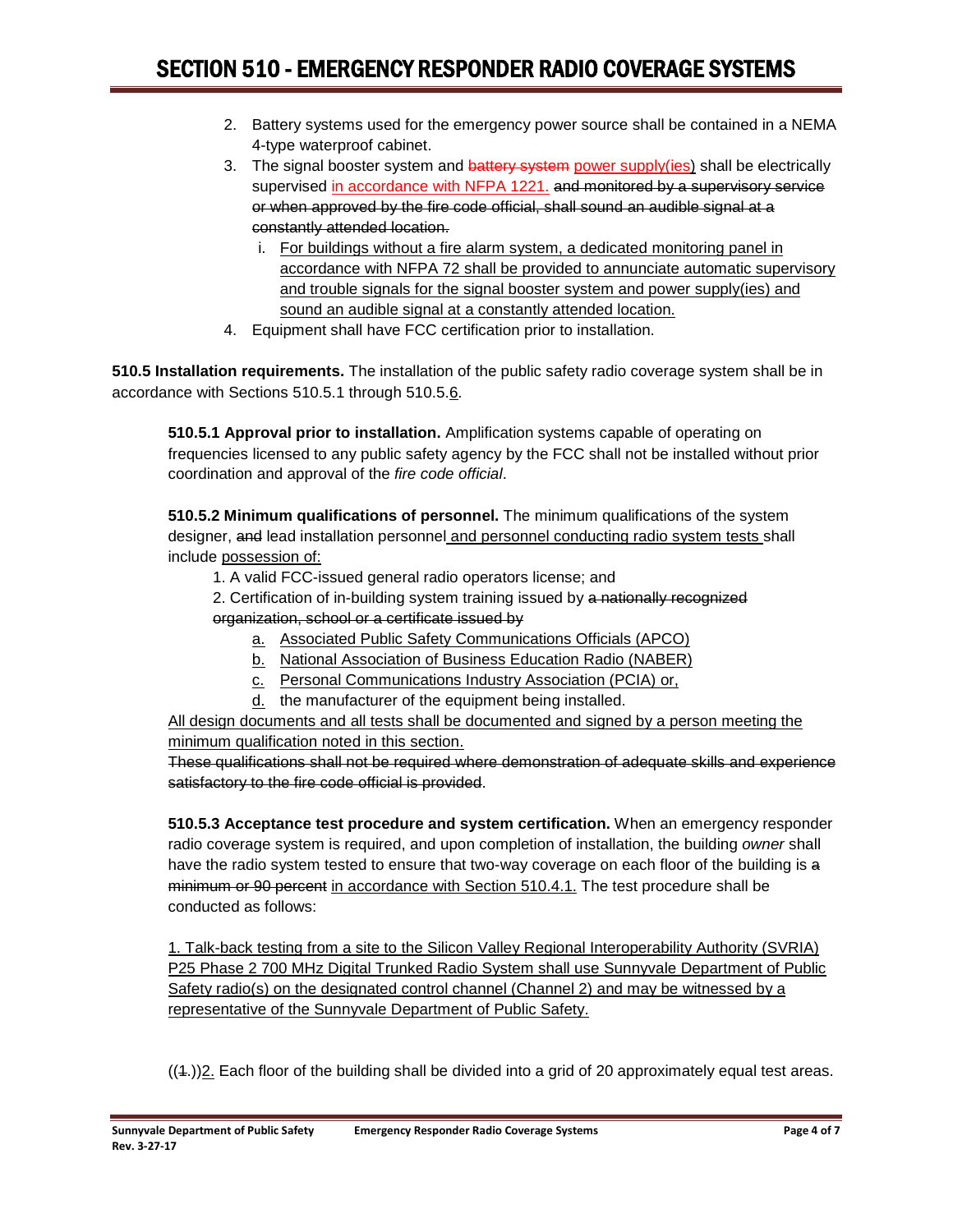2. Battery systems used for the emergency power source shall be contained in a NEMA 4-type waterproof cabinet.
3. The signal booster system and ~~battery system~~ power supply(ies) shall be electrically supervised in accordance with NFPA 1221. ~~and monitored by a supervisory service or when approved by the fire code official, shall sound an audible signal at a constantly attended location.~~
   i. For buildings without a fire alarm system, a dedicated monitoring panel in accordance with NFPA 72 shall be provided to annunciate automatic supervisory and trouble signals for the signal booster system and power supply(ies) and sound an audible signal at a constantly attended location.
4. Equipment shall have FCC certification prior to installation.

**510.5 Installation requirements.** The installation of the public safety radio coverage system shall be in accordance with Sections 510.5.1 through 510.5.6.

**510.5.1 Approval prior to installation.** Amplification systems capable of operating on frequencies licensed to any public safety agency by the FCC shall not be installed without prior coordination and approval of the *fire code official*.

**510.5.2 Minimum qualifications of personnel.** The minimum qualifications of the system designer, ~~and~~ lead installation personnel and personnel conducting radio system tests shall include possession of:

1. A valid FCC-issued general radio operators license; and
2. Certification of in-building system training issued by ~~a nationally recognized organization, school or a certificate issued by~~
   a. Associated Public Safety Communications Officials (APCO)
   b. National Association of Business Education Radio (NABER)
   c. Personal Communications Industry Association (PCIA) or,
   d. the manufacturer of the equipment being installed.

All design documents and all tests shall be documented and signed by a person meeting the minimum qualification noted in this section.

~~These qualifications shall not be required where demonstration of adequate skills and experience satisfactory to the fire code official is provided~~.

**510.5.3 Acceptance test procedure and system certification.** When an emergency responder radio coverage system is required, and upon completion of installation, the building *owner* shall have the radio system tested to ensure that two-way coverage on each floor of the building is ~~a minimum or 90 percent~~ in accordance with Section 510.4.1. The test procedure shall be conducted as follows:

1. Talk-back testing from a site to the Silicon Valley Regional Interoperability Authority (SVRIA) P25 Phase 2 700 MHz Digital Trunked Radio System shall use Sunnyvale Department of Public Safety radio(s) on the designated control channel (Channel 2) and may be witnessed by a representative of the Sunnyvale Department of Public Safety.

((~~1.~~))2. Each floor of the building shall be divided into a grid of 20 approximately equal test areas.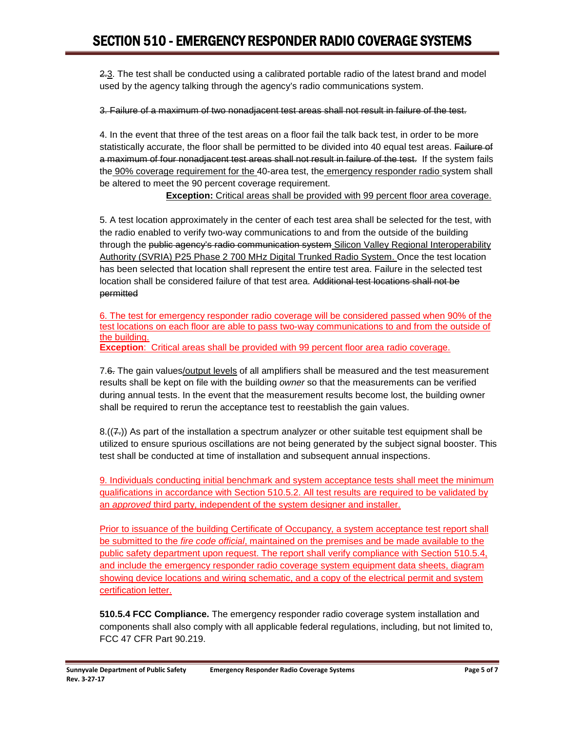~~2.~~3. The test shall be conducted using a calibrated portable radio of the latest brand and model used by the agency talking through the agency's radio communications system.

~~3. Failure of a maximum of two nonadjacent test areas shall not result in failure of the test.~~

4. In the event that three of the test areas on a floor fail the talk back test, in order to be more statistically accurate, the floor shall be permitted to be divided into 40 equal test areas. ~~Failure of a maximum of four nonadjacent test areas shall not result in failure of the test.~~ If the system fails the <u>90% coverage requirement for the</u> 40-area test, the <u>emergency responder radio</u> system shall be altered to meet the 90 percent coverage requirement.

<u>**Exception:** Critical areas shall be provided with 99 percent floor area coverage.</u>

5. A test location approximately in the center of each test area shall be selected for the test, with the radio enabled to verify two-way communications to and from the outside of the building through the ~~public agency's radio communication system~~ <u>Silicon Valley Regional Interoperability Authority (SVRIA) P25 Phase 2 700 MHz Digital Trunked Radio System.</u> Once the test location has been selected that location shall represent the entire test area. Failure in the selected test location shall be considered failure of that test area. ~~Additional test locations shall not be permitted~~

<u>6. The test for emergency responder radio coverage will be considered passed when 90% of the test locations on each floor are able to pass two-way communications to and from the outside of the building.</u>
<u>**Exception**: Critical areas shall be provided with 99 percent floor area radio coverage.</u>

7.~~6.~~ The gain values<u>/output levels</u> of all amplifiers shall be measured and the test measurement results shall be kept on file with the building *owner* so that the measurements can be verified during annual tests. In the event that the measurement results become lost, the building owner shall be required to rerun the acceptance test to reestablish the gain values.

8.((~~7.~~)) As part of the installation a spectrum analyzer or other suitable test equipment shall be utilized to ensure spurious oscillations are not being generated by the subject signal booster. This test shall be conducted at time of installation and subsequent annual inspections.

<u>9. Individuals conducting initial benchmark and system acceptance tests shall meet the minimum qualifications in accordance with Section 510.5.2. All test results are required to be validated by an *approved* third party, independent of the system designer and installer.</u>

<u>Prior to issuance of the building Certificate of Occupancy, a system acceptance test report shall be submitted to the *fire code official*, maintained on the premises and be made available to the public safety department upon request. The report shall verify compliance with Section 510.5.4, and include the emergency responder radio coverage system equipment data sheets, diagram showing device locations and wiring schematic, and a copy of the electrical permit and system certification letter.</u>

**510.5.4 FCC Compliance.** The emergency responder radio coverage system installation and components shall also comply with all applicable federal regulations, including, but not limited to, FCC 47 CFR Part 90.219.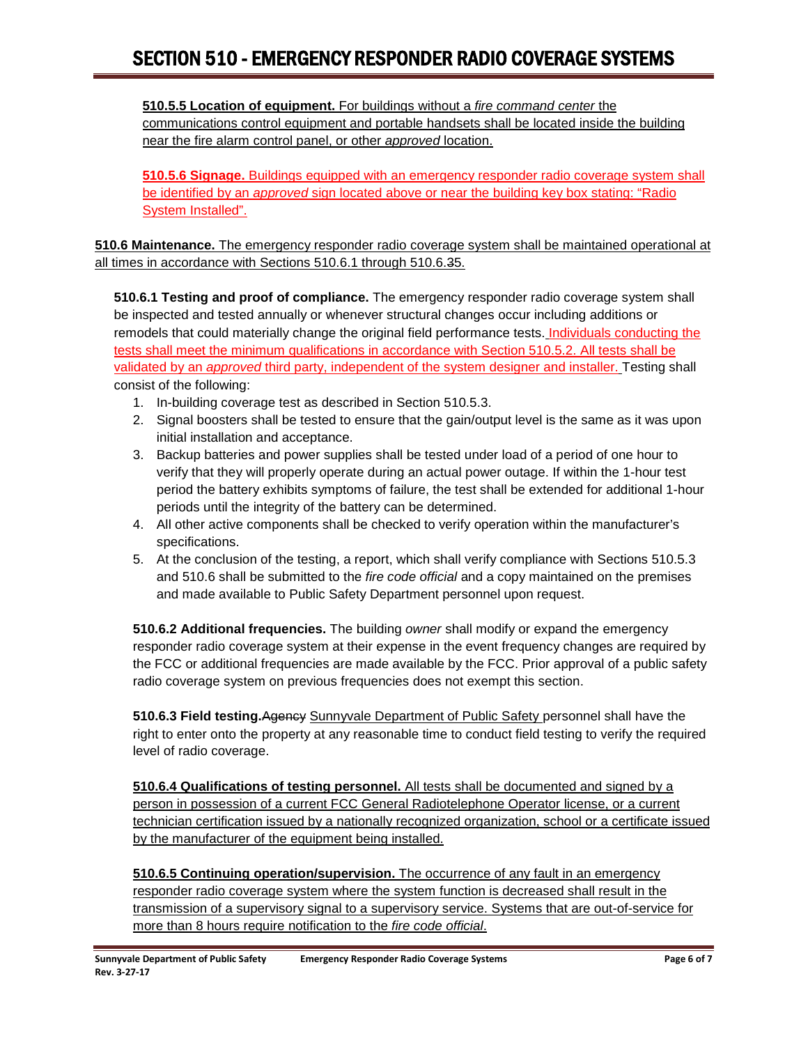**510.5.5 Location of equipment.** For buildings without a *fire command center* the communications control equipment and portable handsets shall be located inside the building near the fire alarm control panel, or other *approved* location.

**510.5.6 Signage.** Buildings equipped with an emergency responder radio coverage system shall be identified by an *approved* sign located above or near the building key box stating: "Radio System Installed".

**510.6 Maintenance.** The emergency responder radio coverage system shall be maintained operational at all times in accordance with Sections 510.6.1 through 510.6.35.

**510.6.1 Testing and proof of compliance.** The emergency responder radio coverage system shall be inspected and tested annually or whenever structural changes occur including additions or remodels that could materially change the original field performance tests. Individuals conducting the tests shall meet the minimum qualifications in accordance with Section 510.5.2. All tests shall be validated by an *approved* third party, independent of the system designer and installer. Testing shall consist of the following:

1. In-building coverage test as described in Section 510.5.3.
2. Signal boosters shall be tested to ensure that the gain/output level is the same as it was upon initial installation and acceptance.
3. Backup batteries and power supplies shall be tested under load of a period of one hour to verify that they will properly operate during an actual power outage. If within the 1-hour test period the battery exhibits symptoms of failure, the test shall be extended for additional 1-hour periods until the integrity of the battery can be determined.
4. All other active components shall be checked to verify operation within the manufacturer's specifications.
5. At the conclusion of the testing, a report, which shall verify compliance with Sections 510.5.3 and 510.6 shall be submitted to the *fire code official* and a copy maintained on the premises and made available to Public Safety Department personnel upon request.

**510.6.2 Additional frequencies.** The building *owner* shall modify or expand the emergency responder radio coverage system at their expense in the event frequency changes are required by the FCC or additional frequencies are made available by the FCC. Prior approval of a public safety radio coverage system on previous frequencies does not exempt this section.

**510.6.3 Field testing.** ~~Agency~~ Sunnyvale Department of Public Safety personnel shall have the right to enter onto the property at any reasonable time to conduct field testing to verify the required level of radio coverage.

**510.6.4 Qualifications of testing personnel.** All tests shall be documented and signed by a person in possession of a current FCC General Radiotelephone Operator license, or a current technician certification issued by a nationally recognized organization, school or a certificate issued by the manufacturer of the equipment being installed.

**510.6.5 Continuing operation/supervision.** The occurrence of any fault in an emergency responder radio coverage system where the system function is decreased shall result in the transmission of a supervisory signal to a supervisory service. Systems that are out-of-service for more than 8 hours require notification to the *fire code official*.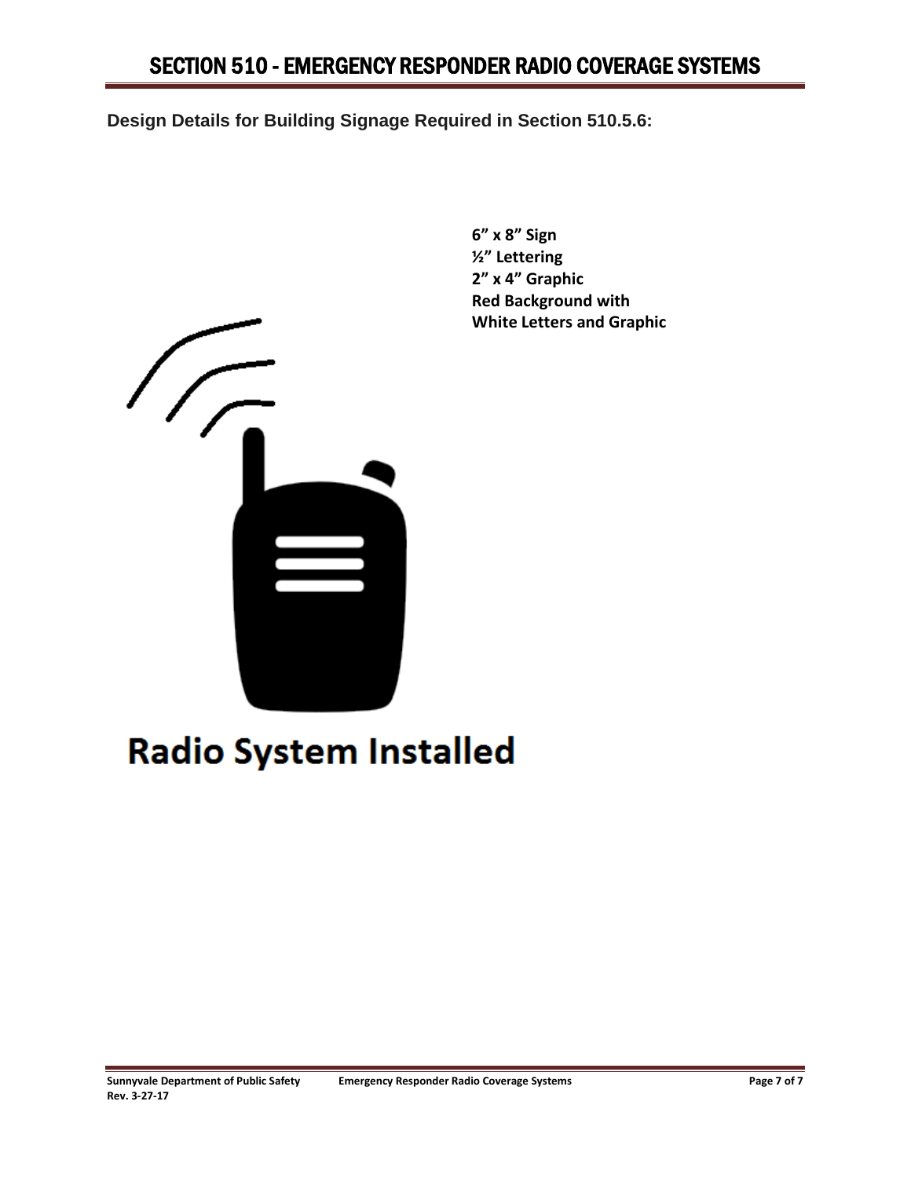# SECTION 510 - EMERGENCY RESPONDER RADIO COVERAGE SYSTEMS

**Design Details for Building Signage Required in Section 510.5.6:**

**6” x 8” Sign**
**½” Lettering**
**2” x 4” Graphic**
**Red Background with**
**White Letters and Graphic**

Radio System Installed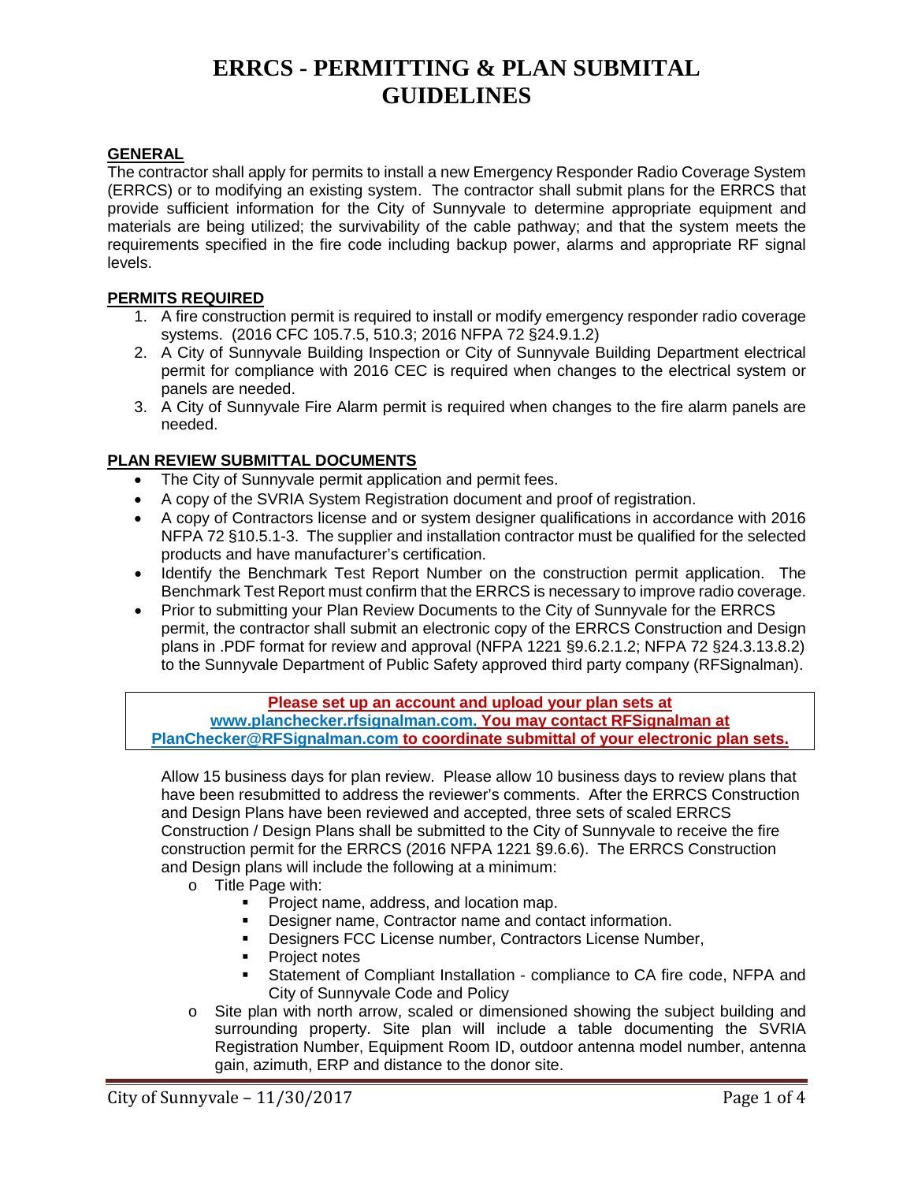# ERRCS - PERMITTING & PLAN SUBMITAL GUIDELINES

## GENERAL

The contractor shall apply for permits to install a new Emergency Responder Radio Coverage System (ERRCS) or to modifying an existing system. The contractor shall submit plans for the ERRCS that provide sufficient information for the City of Sunnyvale to determine appropriate equipment and materials are being utilized; the survivability of the cable pathway; and that the system meets the requirements specified in the fire code including backup power, alarms and appropriate RF signal levels.

## PERMITS REQUIRED

1. A fire construction permit is required to install or modify emergency responder radio coverage systems. (2016 CFC 105.7.5, 510.3; 2016 NFPA 72 §24.9.1.2)
2. A City of Sunnyvale Building Inspection or City of Sunnyvale Building Department electrical permit for compliance with 2016 CEC is required when changes to the electrical system or panels are needed.
3. A City of Sunnyvale Fire Alarm permit is required when changes to the fire alarm panels are needed.

## PLAN REVIEW SUBMITTAL DOCUMENTS

- The City of Sunnyvale permit application and permit fees.
- A copy of the SVRIA System Registration document and proof of registration.
- A copy of Contractors license and or system designer qualifications in accordance with 2016 NFPA 72 §10.5.1-3. The supplier and installation contractor must be qualified for the selected products and have manufacturer's certification.
- Identify the Benchmark Test Report Number on the construction permit application. The Benchmark Test Report must confirm that the ERRCS is necessary to improve radio coverage.
- Prior to submitting your Plan Review Documents to the City of Sunnyvale for the ERRCS permit, the contractor shall submit an electronic copy of the ERRCS Construction and Design plans in .PDF format for review and approval (NFPA 1221 §9.6.2.1.2; NFPA 72 §24.3.13.8.2) to the Sunnyvale Department of Public Safety approved third party company (RFSignalman).

**Please set up an account and upload your plan sets at www.planchecker.rfsignalman.com. You may contact RFSignalman at PlanChecker@RFSignalman.com to coordinate submittal of your electronic plan sets.**

Allow 15 business days for plan review. Please allow 10 business days to review plans that have been resubmitted to address the reviewer's comments. After the ERRCS Construction and Design Plans have been reviewed and accepted, three sets of scaled ERRCS Construction / Design Plans shall be submitted to the City of Sunnyvale to receive the fire construction permit for the ERRCS (2016 NFPA 1221 §9.6.6). The ERRCS Construction and Design plans will include the following at a minimum:

- Title Page with:
  - Project name, address, and location map.
  - Designer name, Contractor name and contact information.
  - Designers FCC License number, Contractors License Number,
  - Project notes
  - Statement of Compliant Installation - compliance to CA fire code, NFPA and City of Sunnyvale Code and Policy
- Site plan with north arrow, scaled or dimensioned showing the subject building and surrounding property. Site plan will include a table documenting the SVRIA Registration Number, Equipment Room ID, outdoor antenna model number, antenna gain, azimuth, ERP and distance to the donor site.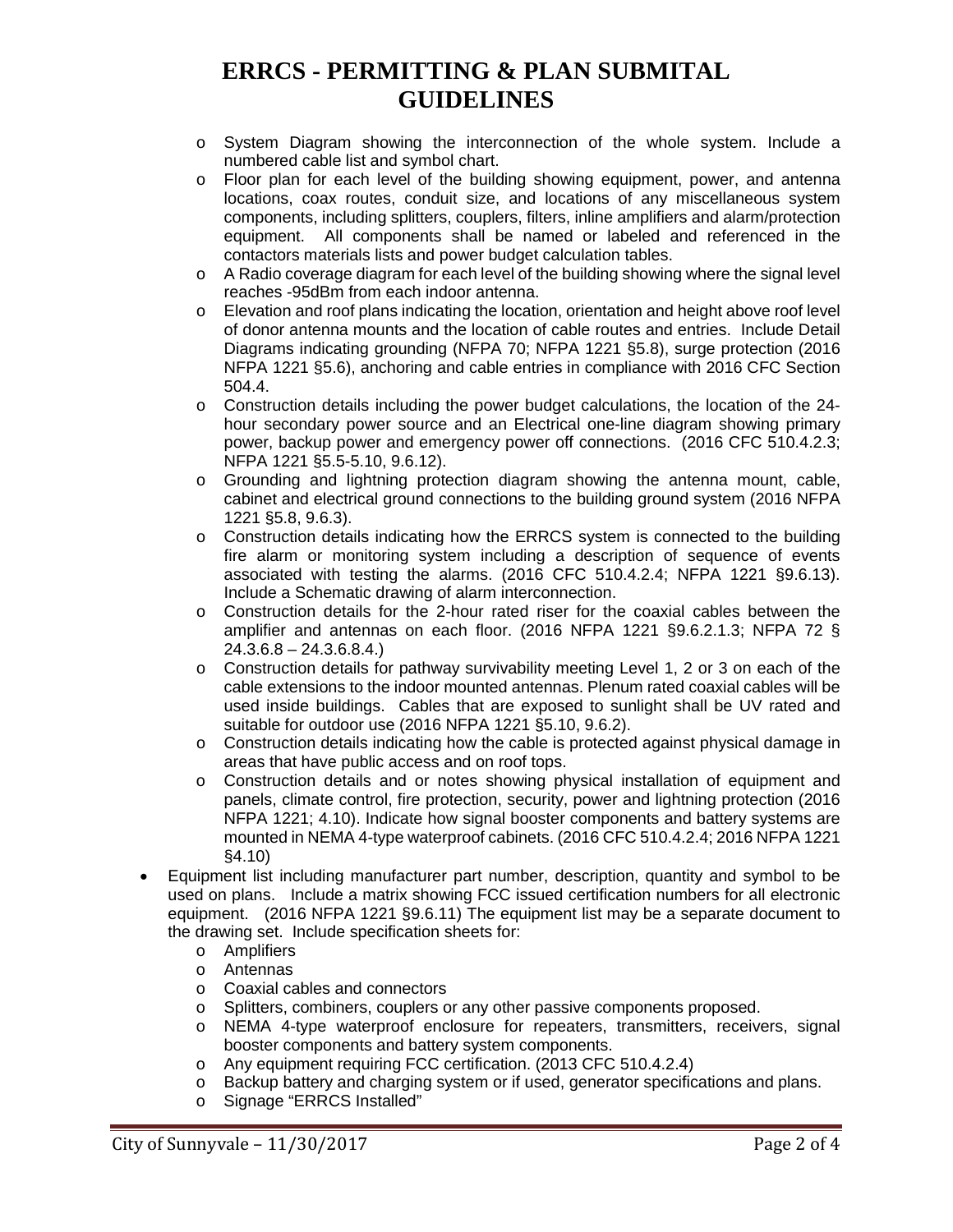# ERRCS - PERMITTING & PLAN SUBMITAL GUIDELINES

- System Diagram showing the interconnection of the whole system. Include a numbered cable list and symbol chart.
- Floor plan for each level of the building showing equipment, power, and antenna locations, coax routes, conduit size, and locations of any miscellaneous system components, including splitters, couplers, filters, inline amplifiers and alarm/protection equipment. All components shall be named or labeled and referenced in the contactors materials lists and power budget calculation tables.
- A Radio coverage diagram for each level of the building showing where the signal level reaches -95dBm from each indoor antenna.
- Elevation and roof plans indicating the location, orientation and height above roof level of donor antenna mounts and the location of cable routes and entries. Include Detail Diagrams indicating grounding (NFPA 70; NFPA 1221 §5.8), surge protection (2016 NFPA 1221 §5.6), anchoring and cable entries in compliance with 2016 CFC Section 504.4.
- Construction details including the power budget calculations, the location of the 24-hour secondary power source and an Electrical one-line diagram showing primary power, backup power and emergency power off connections. (2016 CFC 510.4.2.3; NFPA 1221 §5.5-5.10, 9.6.12).
- Grounding and lightning protection diagram showing the antenna mount, cable, cabinet and electrical ground connections to the building ground system (2016 NFPA 1221 §5.8, 9.6.3).
- Construction details indicating how the ERRCS system is connected to the building fire alarm or monitoring system including a description of sequence of events associated with testing the alarms. (2016 CFC 510.4.2.4; NFPA 1221 §9.6.13). Include a Schematic drawing of alarm interconnection.
- Construction details for the 2-hour rated riser for the coaxial cables between the amplifier and antennas on each floor. (2016 NFPA 1221 §9.6.2.1.3; NFPA 72 § 24.3.6.8 – 24.3.6.8.4.)
- Construction details for pathway survivability meeting Level 1, 2 or 3 on each of the cable extensions to the indoor mounted antennas. Plenum rated coaxial cables will be used inside buildings. Cables that are exposed to sunlight shall be UV rated and suitable for outdoor use (2016 NFPA 1221 §5.10, 9.6.2).
- Construction details indicating how the cable is protected against physical damage in areas that have public access and on roof tops.
- Construction details and or notes showing physical installation of equipment and panels, climate control, fire protection, security, power and lightning protection (2016 NFPA 1221; 4.10). Indicate how signal booster components and battery systems are mounted in NEMA 4-type waterproof cabinets. (2016 CFC 510.4.2.4; 2016 NFPA 1221 §4.10)

- Equipment list including manufacturer part number, description, quantity and symbol to be used on plans. Include a matrix showing FCC issued certification numbers for all electronic equipment. (2016 NFPA 1221 §9.6.11) The equipment list may be a separate document to the drawing set. Include specification sheets for:
  - Amplifiers
  - Antennas
  - Coaxial cables and connectors
  - Splitters, combiners, couplers or any other passive components proposed.
  - NEMA 4-type waterproof enclosure for repeaters, transmitters, receivers, signal booster components and battery system components.
  - Any equipment requiring FCC certification. (2013 CFC 510.4.2.4)
  - Backup battery and charging system or if used, generator specifications and plans.
  - Signage "ERRCS Installed"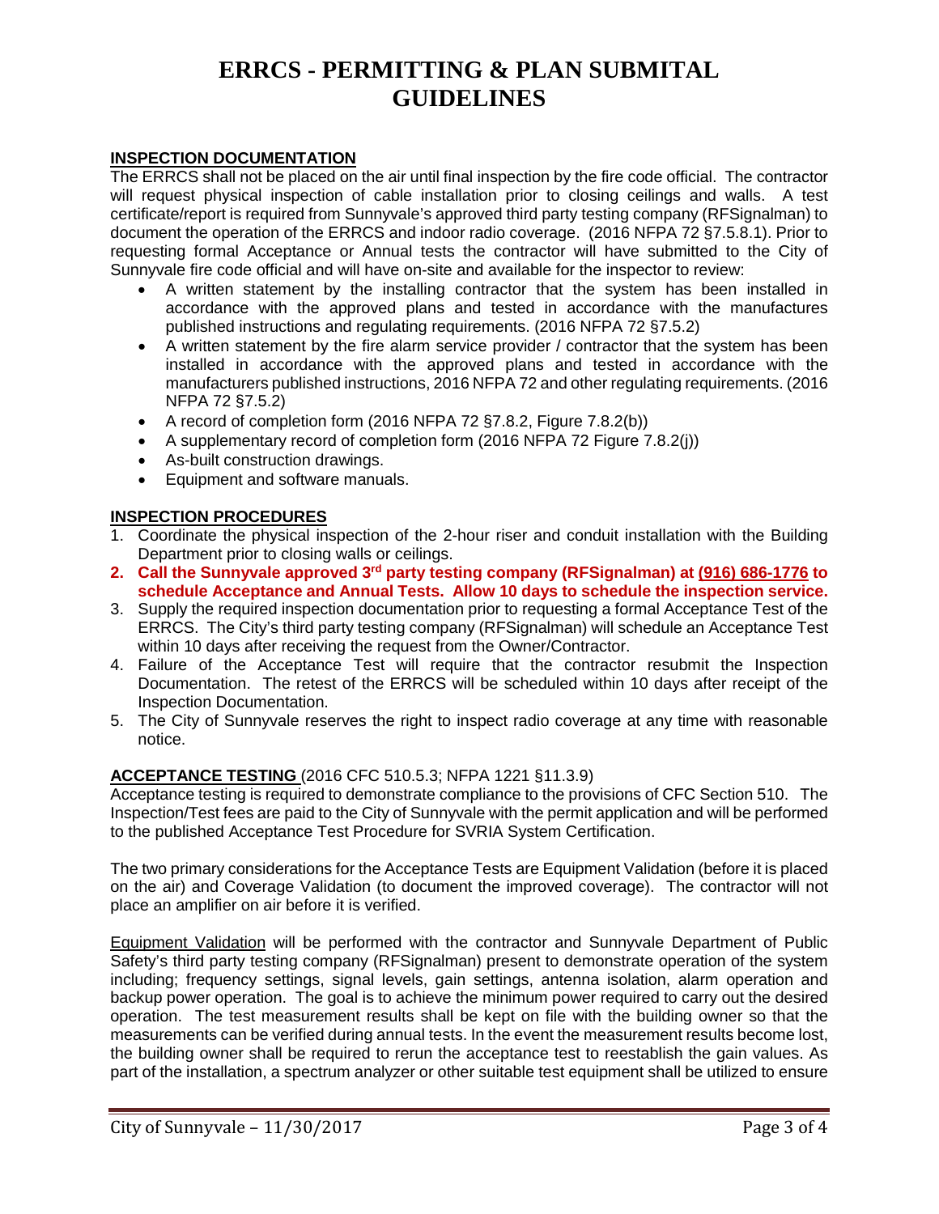# ERRCS - PERMITTING & PLAN SUBMITAL GUIDELINES

## INSPECTION DOCUMENTATION

The ERRCS shall not be placed on the air until final inspection by the fire code official. The contractor will request physical inspection of cable installation prior to closing ceilings and walls. A test certificate/report is required from Sunnyvale's approved third party testing company (RFSignalman) to document the operation of the ERRCS and indoor radio coverage. (2016 NFPA 72 §7.5.8.1). Prior to requesting formal Acceptance or Annual tests the contractor will have submitted to the City of Sunnyvale fire code official and will have on-site and available for the inspector to review:

- A written statement by the installing contractor that the system has been installed in accordance with the approved plans and tested in accordance with the manufactures published instructions and regulating requirements. (2016 NFPA 72 §7.5.2)
- A written statement by the fire alarm service provider / contractor that the system has been installed in accordance with the approved plans and tested in accordance with the manufacturers published instructions, 2016 NFPA 72 and other regulating requirements. (2016 NFPA 72 §7.5.2)
- A record of completion form (2016 NFPA 72 §7.8.2, Figure 7.8.2(b))
- A supplementary record of completion form (2016 NFPA 72 Figure 7.8.2(j))
- As-built construction drawings.
- Equipment and software manuals.

## INSPECTION PROCEDURES

1. Coordinate the physical inspection of the 2-hour riser and conduit installation with the Building Department prior to closing walls or ceilings.
2. **Call the Sunnyvale approved 3rd party testing company (RFSignalman) at (916) 686-1776 to schedule Acceptance and Annual Tests. Allow 10 days to schedule the inspection service.**
3. Supply the required inspection documentation prior to requesting a formal Acceptance Test of the ERRCS. The City's third party testing company (RFSignalman) will schedule an Acceptance Test within 10 days after receiving the request from the Owner/Contractor.
4. Failure of the Acceptance Test will require that the contractor resubmit the Inspection Documentation. The retest of the ERRCS will be scheduled within 10 days after receipt of the Inspection Documentation.
5. The City of Sunnyvale reserves the right to inspect radio coverage at any time with reasonable notice.

## ACCEPTANCE TESTING (2016 CFC 510.5.3; NFPA 1221 §11.3.9)

Acceptance testing is required to demonstrate compliance to the provisions of CFC Section 510. The Inspection/Test fees are paid to the City of Sunnyvale with the permit application and will be performed to the published Acceptance Test Procedure for SVRIA System Certification.

The two primary considerations for the Acceptance Tests are Equipment Validation (before it is placed on the air) and Coverage Validation (to document the improved coverage). The contractor will not place an amplifier on air before it is verified.

Equipment Validation will be performed with the contractor and Sunnyvale Department of Public Safety's third party testing company (RFSignalman) present to demonstrate operation of the system including; frequency settings, signal levels, gain settings, antenna isolation, alarm operation and backup power operation. The goal is to achieve the minimum power required to carry out the desired operation. The test measurement results shall be kept on file with the building owner so that the measurements can be verified during annual tests. In the event the measurement results become lost, the building owner shall be required to rerun the acceptance test to reestablish the gain values. As part of the installation, a spectrum analyzer or other suitable test equipment shall be utilized to ensure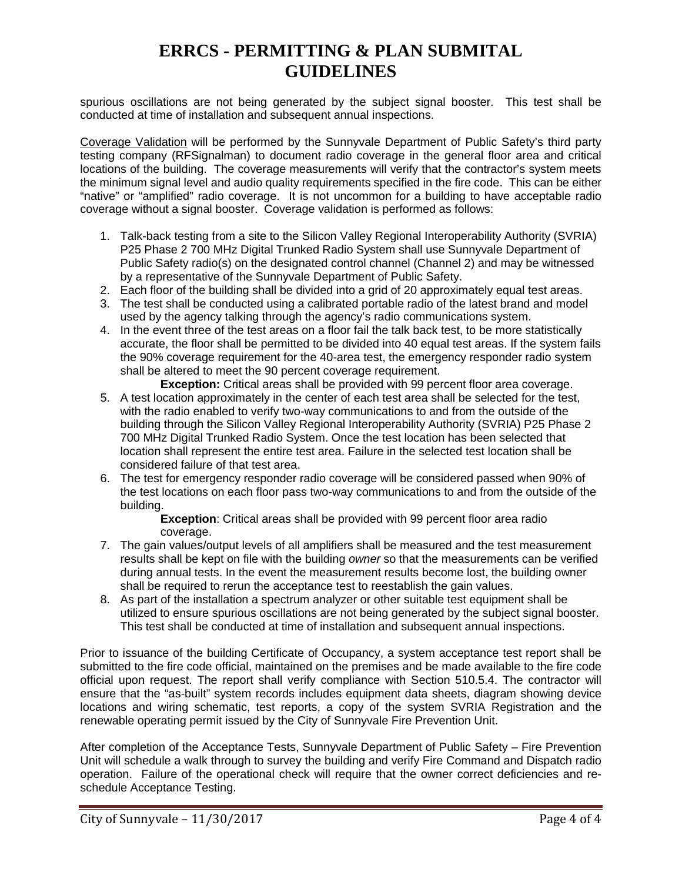spurious oscillations are not being generated by the subject signal booster. This test shall be conducted at time of installation and subsequent annual inspections.

Coverage Validation will be performed by the Sunnyvale Department of Public Safety's third party testing company (RFSignalman) to document radio coverage in the general floor area and critical locations of the building. The coverage measurements will verify that the contractor's system meets the minimum signal level and audio quality requirements specified in the fire code. This can be either "native" or "amplified" radio coverage. It is not uncommon for a building to have acceptable radio coverage without a signal booster. Coverage validation is performed as follows:

1. Talk-back testing from a site to the Silicon Valley Regional Interoperability Authority (SVRIA) P25 Phase 2 700 MHz Digital Trunked Radio System shall use Sunnyvale Department of Public Safety radio(s) on the designated control channel (Channel 2) and may be witnessed by a representative of the Sunnyvale Department of Public Safety.
2. Each floor of the building shall be divided into a grid of 20 approximately equal test areas.
3. The test shall be conducted using a calibrated portable radio of the latest brand and model used by the agency talking through the agency's radio communications system.
4. In the event three of the test areas on a floor fail the talk back test, to be more statistically accurate, the floor shall be permitted to be divided into 40 equal test areas. If the system fails the 90% coverage requirement for the 40-area test, the emergency responder radio system shall be altered to meet the 90 percent coverage requirement.

   **Exception:** Critical areas shall be provided with 99 percent floor area coverage.
5. A test location approximately in the center of each test area shall be selected for the test, with the radio enabled to verify two-way communications to and from the outside of the building through the Silicon Valley Regional Interoperability Authority (SVRIA) P25 Phase 2 700 MHz Digital Trunked Radio System. Once the test location has been selected that location shall represent the entire test area. Failure in the selected test location shall be considered failure of that test area.
6. The test for emergency responder radio coverage will be considered passed when 90% of the test locations on each floor pass two-way communications to and from the outside of the building.

   **Exception**: Critical areas shall be provided with 99 percent floor area radio coverage.
7. The gain values/output levels of all amplifiers shall be measured and the test measurement results shall be kept on file with the building *owner* so that the measurements can be verified during annual tests. In the event the measurement results become lost, the building owner shall be required to rerun the acceptance test to reestablish the gain values.
8. As part of the installation a spectrum analyzer or other suitable test equipment shall be utilized to ensure spurious oscillations are not being generated by the subject signal booster. This test shall be conducted at time of installation and subsequent annual inspections.

Prior to issuance of the building Certificate of Occupancy, a system acceptance test report shall be submitted to the fire code official, maintained on the premises and be made available to the fire code official upon request. The report shall verify compliance with Section 510.5.4. The contractor will ensure that the "as-built" system records includes equipment data sheets, diagram showing device locations and wiring schematic, test reports, a copy of the system SVRIA Registration and the renewable operating permit issued by the City of Sunnyvale Fire Prevention Unit.

After completion of the Acceptance Tests, Sunnyvale Department of Public Safety – Fire Prevention Unit will schedule a walk through to survey the building and verify Fire Command and Dispatch radio operation. Failure of the operational check will require that the owner correct deficiencies and re-schedule Acceptance Testing.